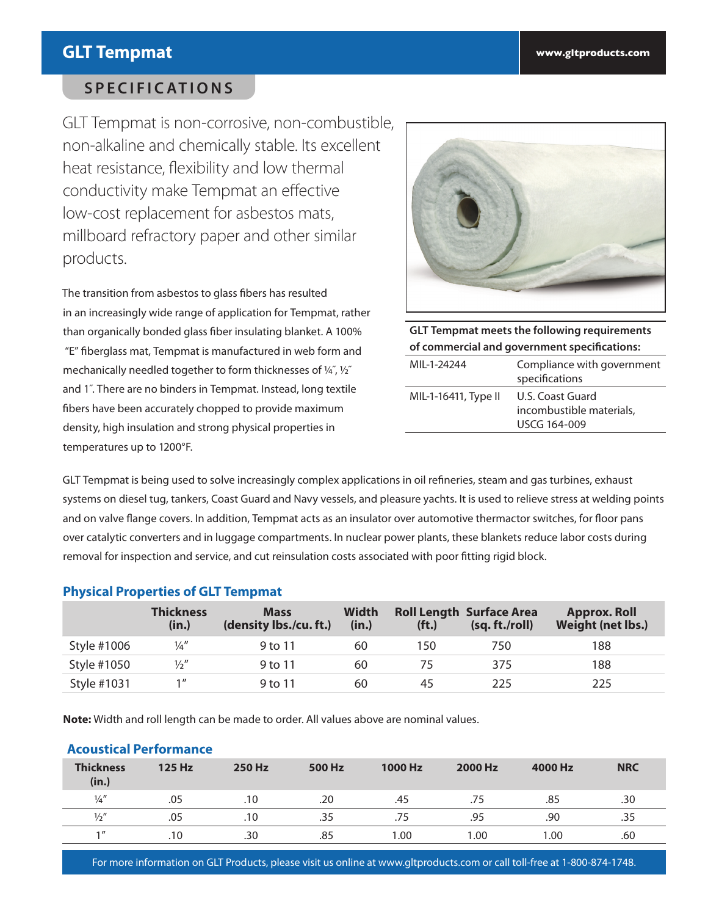# GLT Tempmat

www.gltproducts.com

## SPECIFICATIONS

GLT Tempmat is non-corrosive, non-combustible, non-alkaline and chemically stable. Its excellent heat resistance, flexibility and low thermal conductivity make Tempmat an effective low-cost replacement for asbestos mats, millboard refractory paper and other similar products.

The transition from asbestos to glass fibers has resulted in an increasingly wide range of application for Tempmat, rather than organically bonded glass fiber insulating blanket. A 100% "E" fiberglass mat, Tempmat is manufactured in web form and mechanically needled together to form thicknesses of ¼˝, ½˝ and 1˝. There are no binders in Tempmat. Instead, long textile fibers have been accurately chopped to provide maximum density, high insulation and strong physical properties in temperatures up to 1200°F.

| GLT Tempmat meets the following requirements of commercial and government specifications: | |
|---|---|
| MIL-1-24244 | Compliance with government specifications |
| MIL-1-16411, Type II | U.S. Coast Guard incombustible materials, USCG 164-009 |

GLT Tempmat is being used to solve increasingly complex applications in oil refineries, steam and gas turbines, exhaust systems on diesel tug, tankers, Coast Guard and Navy vessels, and pleasure yachts. It is used to relieve stress at welding points and on valve flange covers. In addition, Tempmat acts as an insulator over automotive thermactor switches, for floor pans over catalytic converters and in luggage compartments. In nuclear power plants, these blankets reduce labor costs during removal for inspection and service, and cut reinsulation costs associated with poor fitting rigid block.

### Physical Properties of GLT Tempmat

| | Thickness (in.) | Mass (density lbs./cu. ft.) | Width (in.) | Roll Length (ft.) | Surface Area (sq. ft./roll) | Approx. Roll Weight (net lbs.) |
|---|---|---|---|---|---|---|
| Style #1006 | ¼″ | 9 to 11 | 60 | 150 | 750 | 188 |
| Style #1050 | ½″ | 9 to 11 | 60 | 75 | 375 | 188 |
| Style #1031 | 1″ | 9 to 11 | 60 | 45 | 225 | 225 |

**Note:** Width and roll length can be made to order. All values above are nominal values.

### Acoustical Performance

| Thickness (in.) | 125 Hz | 250 Hz | 500 Hz | 1000 Hz | 2000 Hz | 4000 Hz | NRC |
|---|---|---|---|---|---|---|---|
| ¼″ | .05 | .10 | .20 | .45 | .75 | .85 | .30 |
| ½″ | .05 | .10 | .35 | .75 | .95 | .90 | .35 |
| 1″ | .10 | .30 | .85 | 1.00 | 1.00 | 1.00 | .60 |

For more information on GLT Products, please visit us online at www.gltproducts.com or call toll-free at 1-800-874-1748.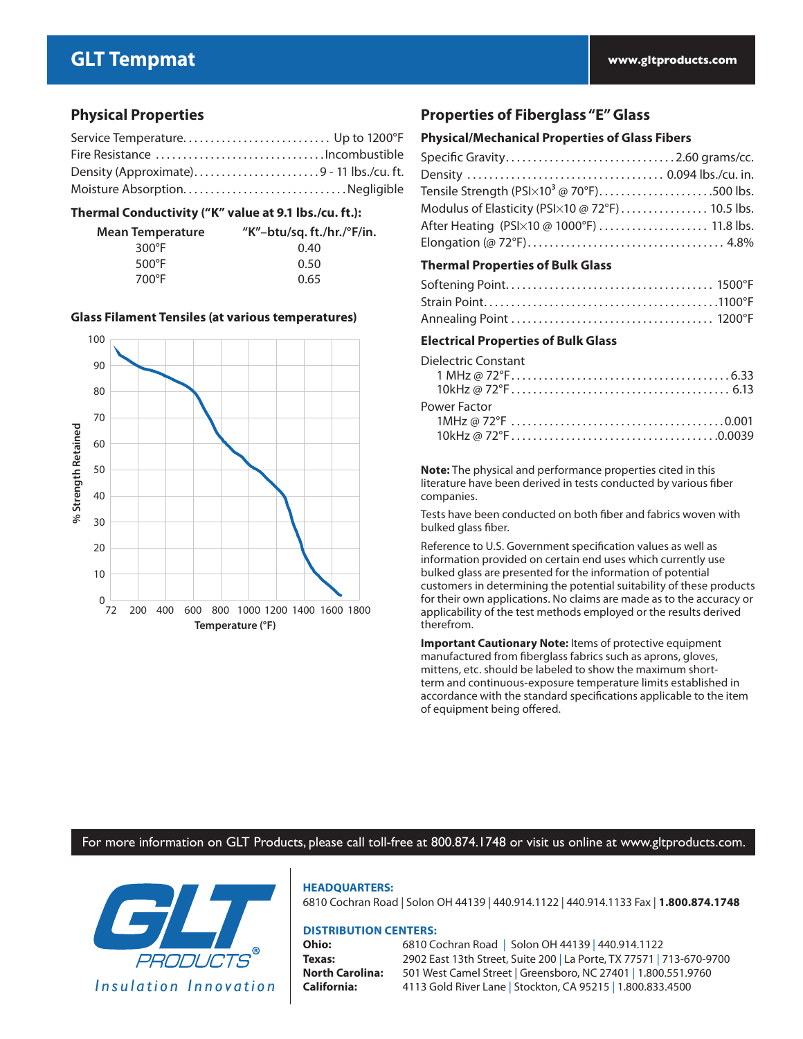# GLT Tempmat

www.gltproducts.com

## Physical Properties

| | |
|---|---|
| Service Temperature | Up to 1200°F |
| Fire Resistance | Incombustible |
| Density (Approximate) | 9 - 11 lbs./cu. ft. |
| Moisture Absorption | Negligible |

### Thermal Conductivity ("K" value at 9.1 lbs./cu. ft.):

| Mean Temperature | "K"–btu/sq. ft./hr./°F/in. |
|---|---|
| 300°F | 0.40 |
| 500°F | 0.50 |
| 700°F | 0.65 |

### Glass Filament Tensiles (at various temperatures)

% Strength Retained

100
90
80
70
60
50
40
30
20
10
0

72 200 400 600 800 1000 1200 1400 1600 1800

Temperature (°F)

## Properties of Fiberglass "E" Glass

### Physical/Mechanical Properties of Glass Fibers

| | |
|---|---|
| Specific Gravity | 2.60 grams/cc. |
| Density | 0.094 lbs./cu. in. |
| Tensile Strength (PSI×$10^3$ @ 70°F) | 500 lbs. |
| Modulus of Elasticity (PSI×10 @ 72°F) | 10.5 lbs. |
| After Heating (PSI×10 @ 1000°F) | 11.8 lbs. |
| Elongation (@ 72°F) | 4.8% |

### Thermal Properties of Bulk Glass

| | |
|---|---|
| Softening Point | 1500°F |
| Strain Point | 1100°F |
| Annealing Point | 1200°F |

### Electrical Properties of Bulk Glass

| | |
|---|---|
| **Dielectric Constant** | |
| 1 MHz @ 72°F | 6.33 |
| 10kHz @ 72°F | 6.13 |
| **Power Factor** | |
| 1MHz @ 72°F | 0.001 |
| 10kHz @ 72°F | 0.0039 |

**Note:** The physical and performance properties cited in this literature have been derived in tests conducted by various fiber companies.

Tests have been conducted on both fiber and fabrics woven with bulked glass fiber.

Reference to U.S. Government specification values as well as information provided on certain end uses which currently use bulked glass are presented for the information of potential customers in determining the potential suitability of these products for their own applications. No claims are made as to the accuracy or applicability of the test methods employed or the results derived therefrom.

**Important Cautionary Note:** Items of protective equipment manufactured from fiberglass fabrics such as aprons, gloves, mittens, etc. should be labeled to show the maximum short-term and continuous-exposure temperature limits established in accordance with the standard specifications applicable to the item of equipment being offered.

For more information on GLT Products, please call toll-free at 800.874.1748 or visit us online at www.gltproducts.com.

GLT PRODUCTS®
*Insulation Innovation*

**HEADQUARTERS:**
6810 Cochran Road | Solon OH 44139 | 440.914.1122 | 440.914.1133 Fax | **1.800.874.1748**

**DISTRIBUTION CENTERS:**

| | |
|---|---|
| **Ohio:** | 6810 Cochran Road \| Solon OH 44139 \| 440.914.1122 |
| **Texas:** | 2902 East 13th Street, Suite 200 \| La Porte, TX 77571 \| 713-670-9700 |
| **North Carolina:** | 501 West Camel Street \| Greensboro, NC 27401 \| 1.800.551.9760 |
| **California:** | 4113 Gold River Lane \| Stockton, CA 95215 \| 1.800.833.4500 |